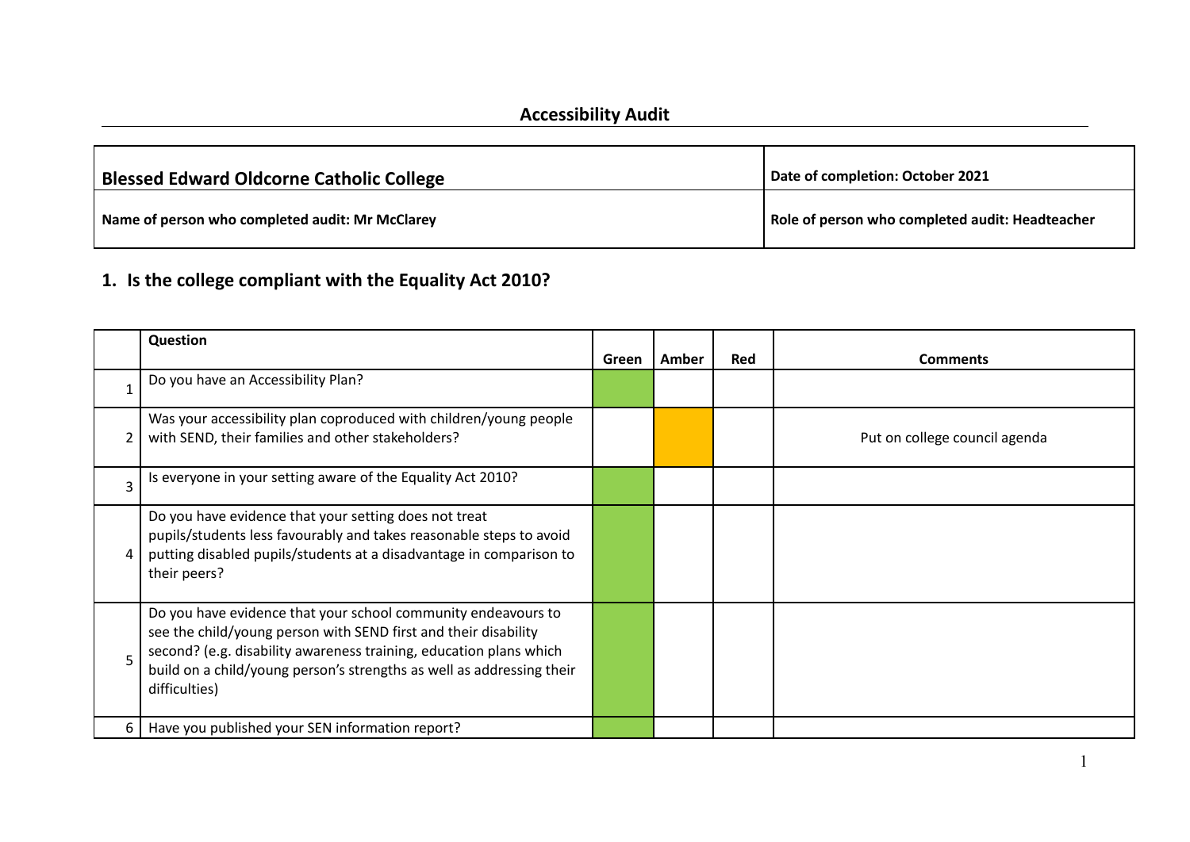## Accessibility Audit

| Blessed Edward Oldcorne Catholic College | Date of completion: October 2021 |
|---|---|
| Name of person who completed audit: Mr McClarey | Role of person who completed audit: Headteacher |

## 1. Is the college compliant with the Equality Act 2010?

| | Question | Green | Amber | Red | Comments |
|---|---|---|---|---|---|
| 1 | Do you have an Accessibility Plan? | ✓ | | | |
| 2 | Was your accessibility plan coproduced with children/young people with SEND, their families and other stakeholders? | | ✓ | | Put on college council agenda |
| 3 | Is everyone in your setting aware of the Equality Act 2010? | ✓ | | | |
| 4 | Do you have evidence that your setting does not treat pupils/students less favourably and takes reasonable steps to avoid putting disabled pupils/students at a disadvantage in comparison to their peers? | ✓ | | | |
| 5 | Do you have evidence that your school community endeavours to see the child/young person with SEND first and their disability second? (e.g. disability awareness training, education plans which build on a child/young person's strengths as well as addressing their difficulties) | ✓ | | | |
| 6 | Have you published your SEN information report? | ✓ | | | |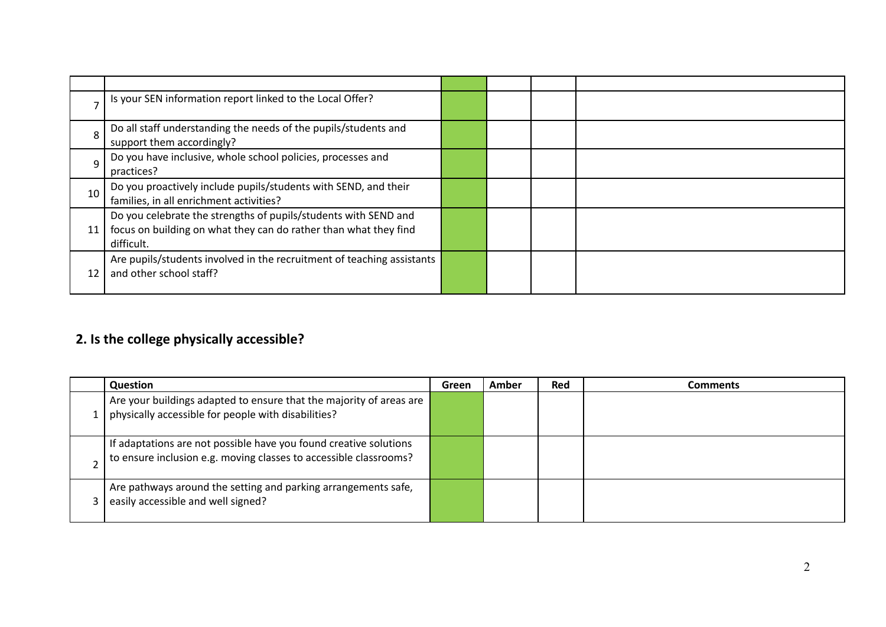| | | | | | |
|---|---|---|---|---|---|
| 7 | Is your SEN information report linked to the Local Offer? | | | | |
| 8 | Do all staff understanding the needs of the pupils/students and support them accordingly? | | | | |
| 9 | Do you have inclusive, whole school policies, processes and practices? | | | | |
| 10 | Do you proactively include pupils/students with SEND, and their families, in all enrichment activities? | | | | |
| 11 | Do you celebrate the strengths of pupils/students with SEND and focus on building on what they can do rather than what they find difficult. | | | | |
| 12 | Are pupils/students involved in the recruitment of teaching assistants and other school staff? | | | | |

## 2. Is the college physically accessible?

| | Question | Green | Amber | Red | Comments |
|---|---|---|---|---|---|
| 1 | Are your buildings adapted to ensure that the majority of areas are physically accessible for people with disabilities? | | | | |
| 2 | If adaptations are not possible have you found creative solutions to ensure inclusion e.g. moving classes to accessible classrooms? | | | | |
| 3 | Are pathways around the setting and parking arrangements safe, easily accessible and well signed? | | | | |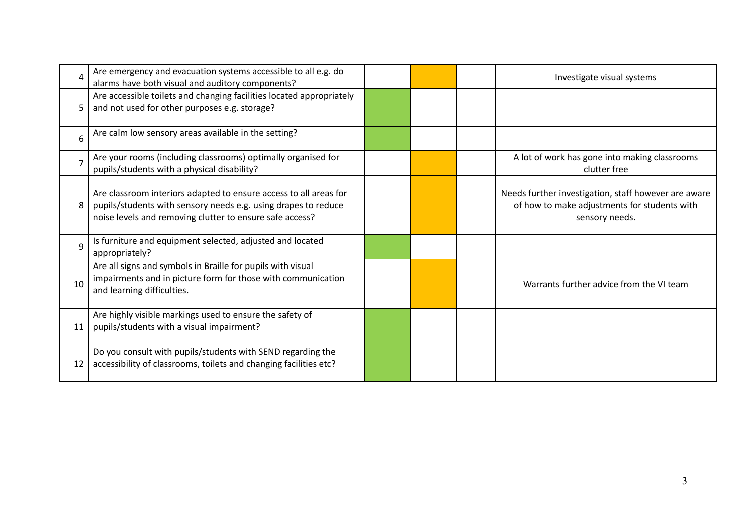| | | | | | |
|---|---|---|---|---|---|
| 4 | Are emergency and evacuation systems accessible to all e.g. do alarms have both visual and auditory components? | | | | Investigate visual systems |
| 5 | Are accessible toilets and changing facilities located appropriately and not used for other purposes e.g. storage? | | | | |
| 6 | Are calm low sensory areas available in the setting? | | | | |
| 7 | Are your rooms (including classrooms) optimally organised for pupils/students with a physical disability? | | | | A lot of work has gone into making classrooms clutter free |
| 8 | Are classroom interiors adapted to ensure access to all areas for pupils/students with sensory needs e.g. using drapes to reduce noise levels and removing clutter to ensure safe access? | | | | Needs further investigation, staff however are aware of how to make adjustments for students with sensory needs. |
| 9 | Is furniture and equipment selected, adjusted and located appropriately? | | | | |
| 10 | Are all signs and symbols in Braille for pupils with visual impairments and in picture form for those with communication and learning difficulties. | | | | Warrants further advice from the VI team |
| 11 | Are highly visible markings used to ensure the safety of pupils/students with a visual impairment? | | | | |
| 12 | Do you consult with pupils/students with SEND regarding the accessibility of classrooms, toilets and changing facilities etc? | | | | |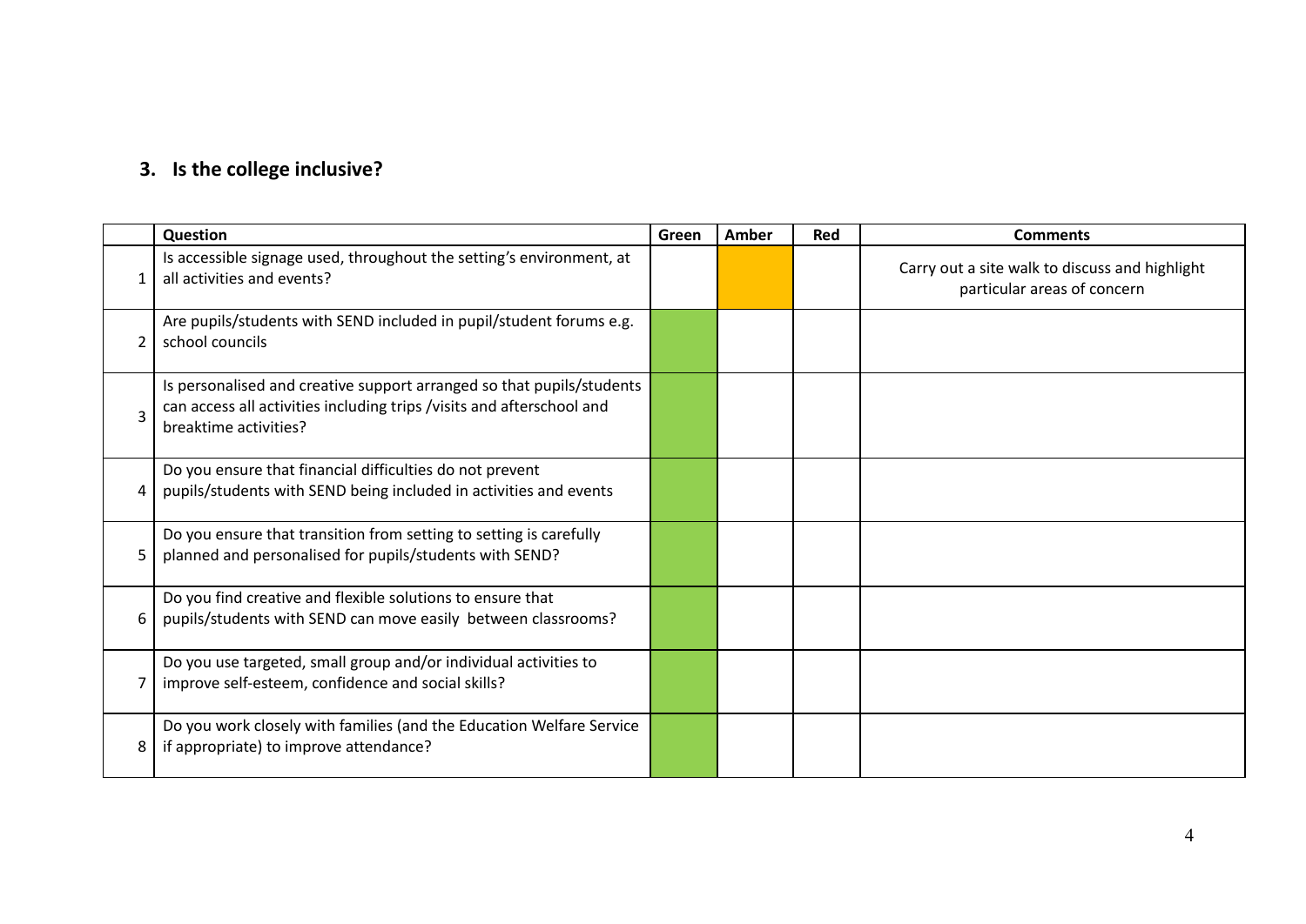## 3. Is the college inclusive?

| | Question | Green | Amber | Red | Comments |
|---|---|---|---|---|---|
| 1 | Is accessible signage used, throughout the setting's environment, at all activities and events? | | | | Carry out a site walk to discuss and highlight particular areas of concern |
| 2 | Are pupils/students with SEND included in pupil/student forums e.g. school councils | | | | |
| 3 | Is personalised and creative support arranged so that pupils/students can access all activities including trips /visits and afterschool and breaktime activities? | | | | |
| 4 | Do you ensure that financial difficulties do not prevent pupils/students with SEND being included in activities and events | | | | |
| 5 | Do you ensure that transition from setting to setting is carefully planned and personalised for pupils/students with SEND? | | | | |
| 6 | Do you find creative and flexible solutions to ensure that pupils/students with SEND can move easily between classrooms? | | | | |
| 7 | Do you use targeted, small group and/or individual activities to improve self-esteem, confidence and social skills? | | | | |
| 8 | Do you work closely with families (and the Education Welfare Service if appropriate) to improve attendance? | | | | |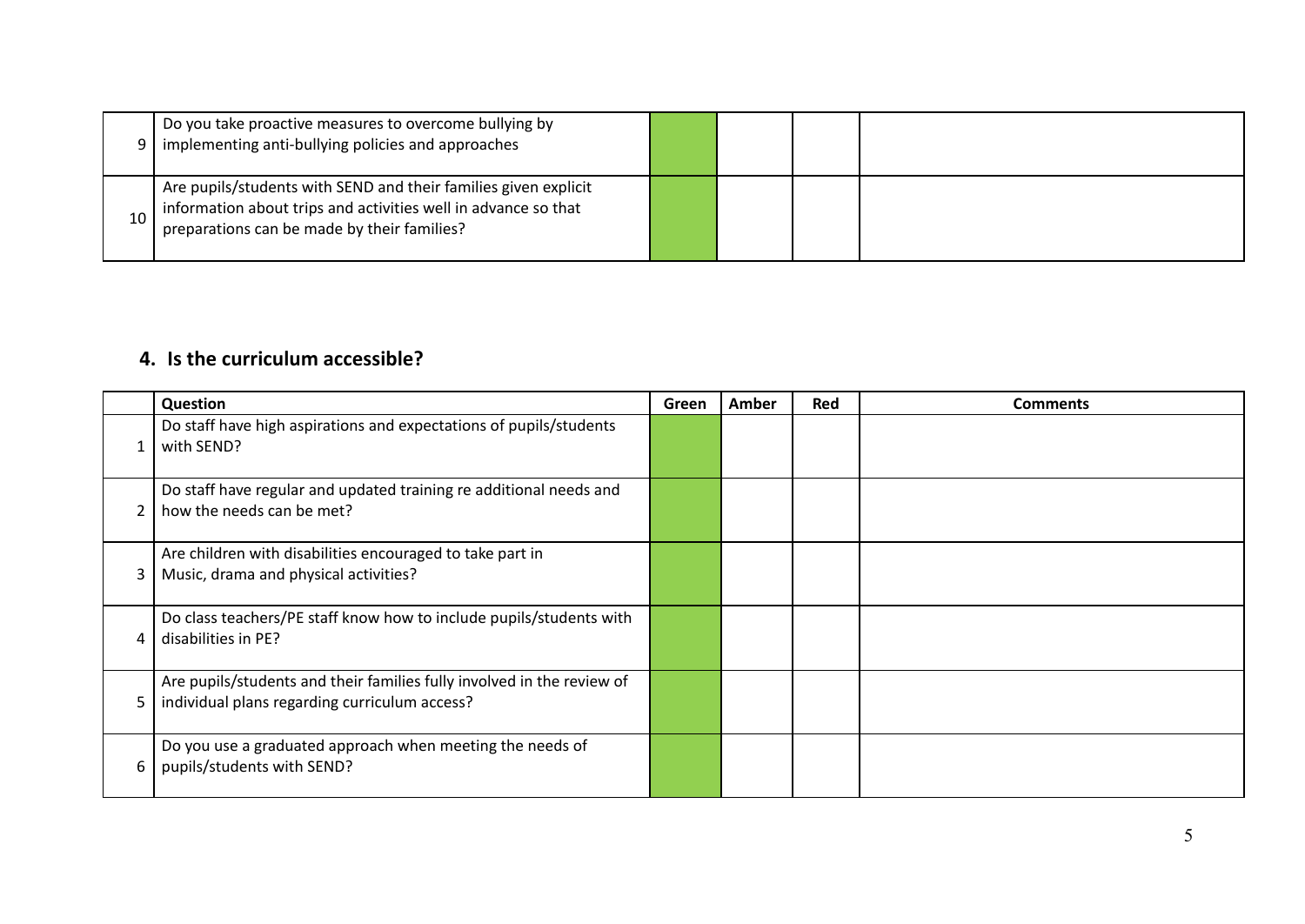|  | Question | Green | Amber | Red | Comments |
|---|---|---|---|---|---|
| 9 | Do you take proactive measures to overcome bullying by implementing anti-bullying policies and approaches |  |  |  |  |
| 10 | Are pupils/students with SEND and their families given explicit information about trips and activities well in advance so that preparations can be made by their families? |  |  |  |  |

## 4. Is the curriculum accessible?

|  | Question | Green | Amber | Red | Comments |
|---|---|---|---|---|---|
| 1 | Do staff have high aspirations and expectations of pupils/students with SEND? |  |  |  |  |
| 2 | Do staff have regular and updated training re additional needs and how the needs can be met? |  |  |  |  |
| 3 | Are children with disabilities encouraged to take part in Music, drama and physical activities? |  |  |  |  |
| 4 | Do class teachers/PE staff know how to include pupils/students with disabilities in PE? |  |  |  |  |
| 5 | Are pupils/students and their families fully involved in the review of individual plans regarding curriculum access? |  |  |  |  |
| 6 | Do you use a graduated approach when meeting the needs of pupils/students with SEND? |  |  |  |  |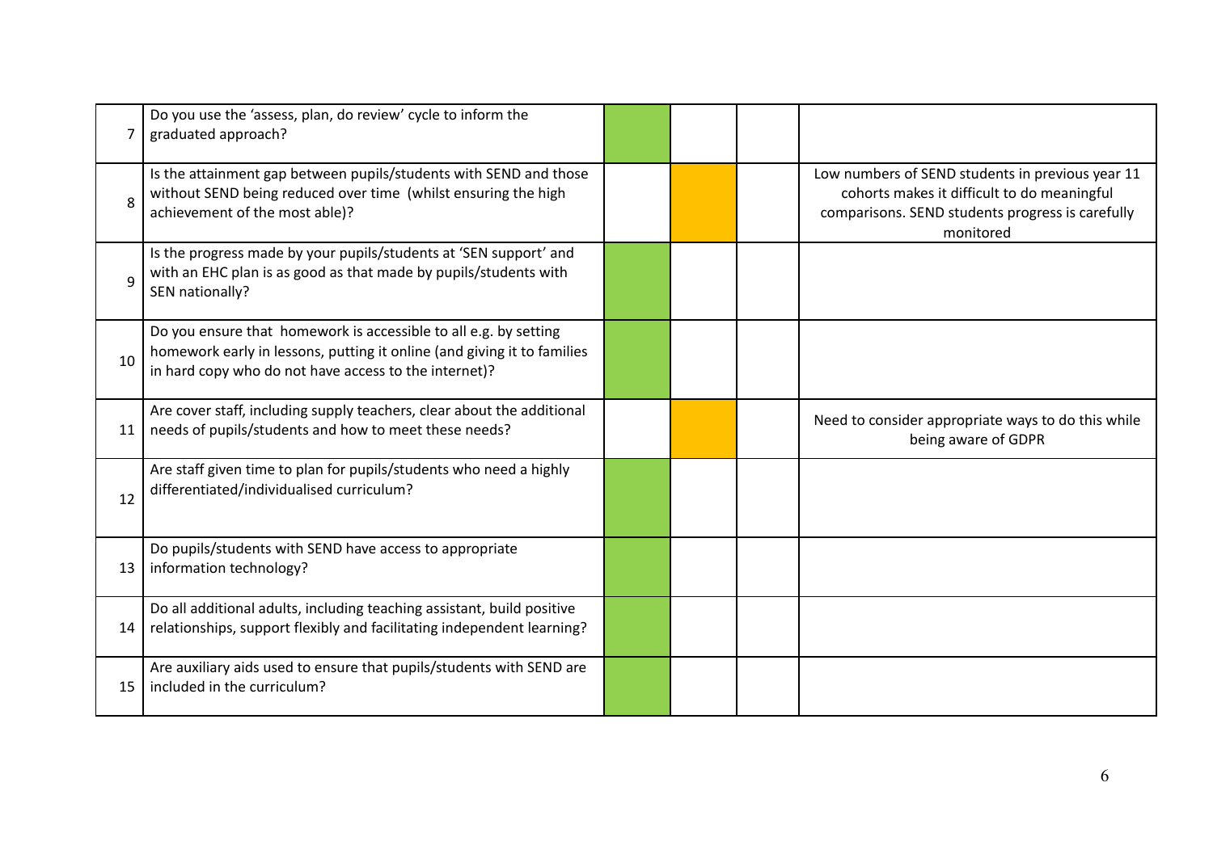| | | | | | |
|---|---|---|---|---|---|
| 7 | Do you use the 'assess, plan, do review' cycle to inform the graduated approach? | | | | |
| 8 | Is the attainment gap between pupils/students with SEND and those without SEND being reduced over time (whilst ensuring the high achievement of the most able)? | | | | Low numbers of SEND students in previous year 11 cohorts makes it difficult to do meaningful comparisons. SEND students progress is carefully monitored |
| 9 | Is the progress made by your pupils/students at 'SEN support' and with an EHC plan is as good as that made by pupils/students with SEN nationally? | | | | |
| 10 | Do you ensure that homework is accessible to all e.g. by setting homework early in lessons, putting it online (and giving it to families in hard copy who do not have access to the internet)? | | | | |
| 11 | Are cover staff, including supply teachers, clear about the additional needs of pupils/students and how to meet these needs? | | | | Need to consider appropriate ways to do this while being aware of GDPR |
| 12 | Are staff given time to plan for pupils/students who need a highly differentiated/individualised curriculum? | | | | |
| 13 | Do pupils/students with SEND have access to appropriate information technology? | | | | |
| 14 | Do all additional adults, including teaching assistant, build positive relationships, support flexibly and facilitating independent learning? | | | | |
| 15 | Are auxiliary aids used to ensure that pupils/students with SEND are included in the curriculum? | | | | |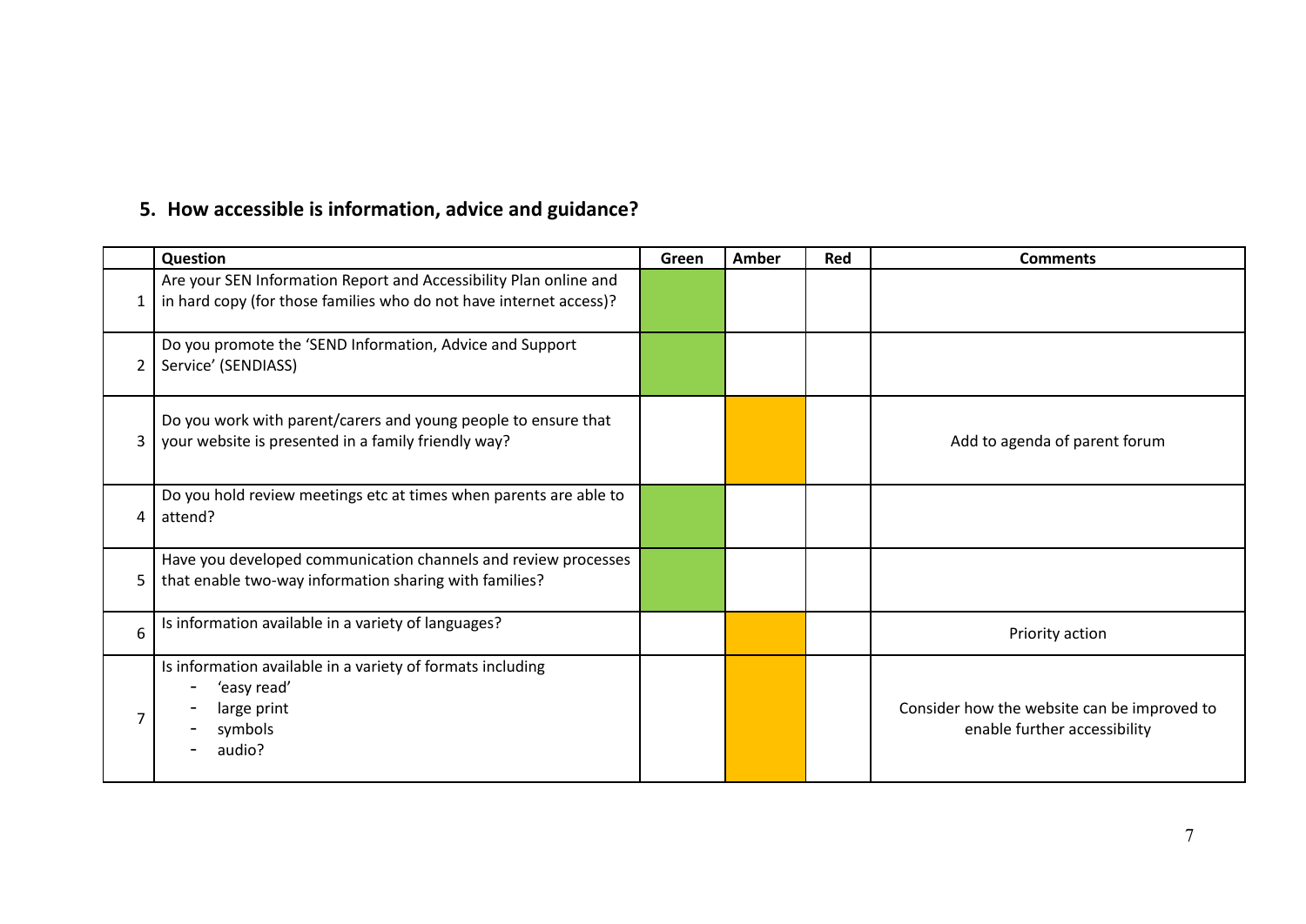## 5. How accessible is information, advice and guidance?

| | Question | Green | Amber | Red | Comments |
|---|---|---|---|---|---|
| 1 | Are your SEN Information Report and Accessibility Plan online and in hard copy (for those families who do not have internet access)? | | | | |
| 2 | Do you promote the 'SEND Information, Advice and Support Service' (SENDIASS) | | | | |
| 3 | Do you work with parent/carers and young people to ensure that your website is presented in a family friendly way? | | | | Add to agenda of parent forum |
| 4 | Do you hold review meetings etc at times when parents are able to attend? | | | | |
| 5 | Have you developed communication channels and review processes that enable two-way information sharing with families? | | | | |
| 6 | Is information available in a variety of languages? | | | | Priority action |
| 7 | Is information available in a variety of formats including<br>- 'easy read'<br>- large print<br>- symbols<br>- audio? | | | | Consider how the website can be improved to enable further accessibility |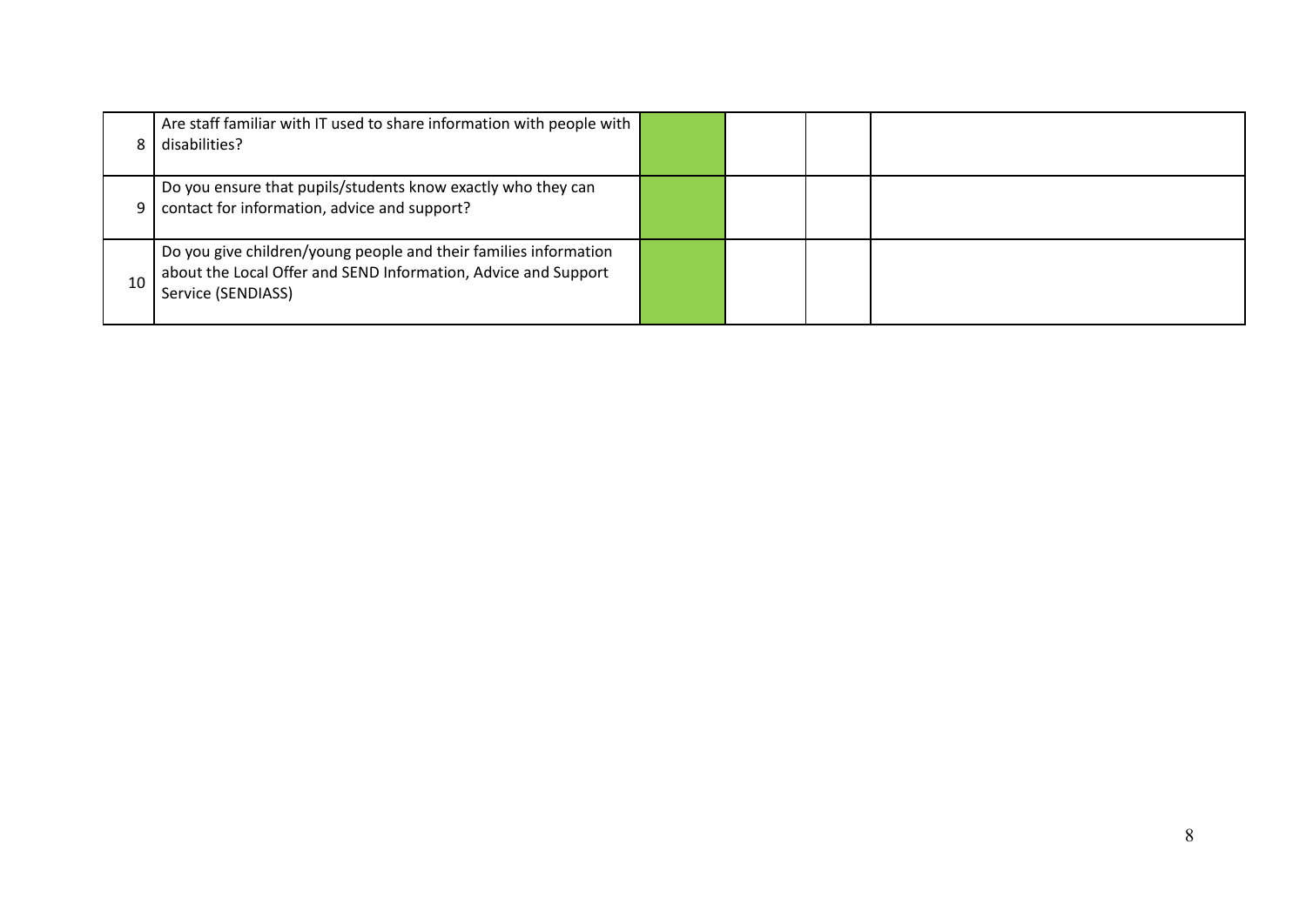| | | | | | |
|---|---|---|---|---|---|
| 8 | Are staff familiar with IT used to share information with people with disabilities? | | | | |
| 9 | Do you ensure that pupils/students know exactly who they can contact for information, advice and support? | | | | |
| 10 | Do you give children/young people and their families information about the Local Offer and SEND Information, Advice and Support Service (SENDIASS) | | | | |